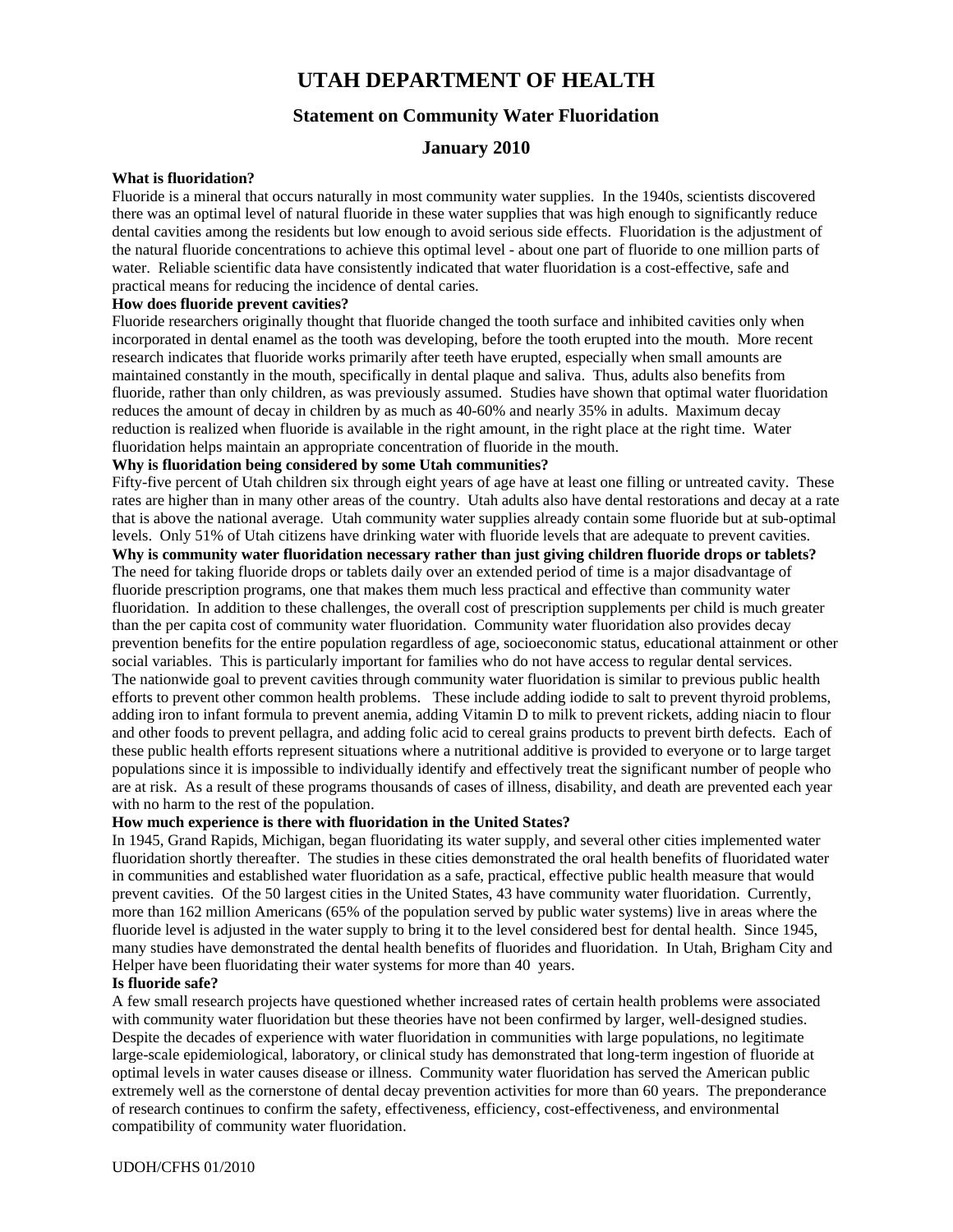# UTAH DEPARTMENT OF HEALTH

## Statement on Community Water Fluoridation

## January 2010

**What is fluoridation?**

Fluoride is a mineral that occurs naturally in most community water supplies. In the 1940s, scientists discovered there was an optimal level of natural fluoride in these water supplies that was high enough to significantly reduce dental cavities among the residents but low enough to avoid serious side effects. Fluoridation is the adjustment of the natural fluoride concentrations to achieve this optimal level - about one part of fluoride to one million parts of water. Reliable scientific data have consistently indicated that water fluoridation is a cost-effective, safe and practical means for reducing the incidence of dental caries.

**How does fluoride prevent cavities?**

Fluoride researchers originally thought that fluoride changed the tooth surface and inhibited cavities only when incorporated in dental enamel as the tooth was developing, before the tooth erupted into the mouth. More recent research indicates that fluoride works primarily after teeth have erupted, especially when small amounts are maintained constantly in the mouth, specifically in dental plaque and saliva. Thus, adults also benefits from fluoride, rather than only children, as was previously assumed. Studies have shown that optimal water fluoridation reduces the amount of decay in children by as much as 40-60% and nearly 35% in adults. Maximum decay reduction is realized when fluoride is available in the right amount, in the right place at the right time. Water fluoridation helps maintain an appropriate concentration of fluoride in the mouth.

**Why is fluoridation being considered by some Utah communities?**

Fifty-five percent of Utah children six through eight years of age have at least one filling or untreated cavity. These rates are higher than in many other areas of the country. Utah adults also have dental restorations and decay at a rate that is above the national average. Utah community water supplies already contain some fluoride but at sub-optimal levels. Only 51% of Utah citizens have drinking water with fluoride levels that are adequate to prevent cavities.

**Why is community water fluoridation necessary rather than just giving children fluoride drops or tablets?**

The need for taking fluoride drops or tablets daily over an extended period of time is a major disadvantage of fluoride prescription programs, one that makes them much less practical and effective than community water fluoridation. In addition to these challenges, the overall cost of prescription supplements per child is much greater than the per capita cost of community water fluoridation. Community water fluoridation also provides decay prevention benefits for the entire population regardless of age, socioeconomic status, educational attainment or other social variables. This is particularly important for families who do not have access to regular dental services.

The nationwide goal to prevent cavities through community water fluoridation is similar to previous public health efforts to prevent other common health problems. These include adding iodide to salt to prevent thyroid problems, adding iron to infant formula to prevent anemia, adding Vitamin D to milk to prevent rickets, adding niacin to flour and other foods to prevent pellagra, and adding folic acid to cereal grains products to prevent birth defects. Each of these public health efforts represent situations where a nutritional additive is provided to everyone or to large target populations since it is impossible to individually identify and effectively treat the significant number of people who are at risk. As a result of these programs thousands of cases of illness, disability, and death are prevented each year with no harm to the rest of the population.

**How much experience is there with fluoridation in the United States?**

In 1945, Grand Rapids, Michigan, began fluoridating its water supply, and several other cities implemented water fluoridation shortly thereafter. The studies in these cities demonstrated the oral health benefits of fluoridated water in communities and established water fluoridation as a safe, practical, effective public health measure that would prevent cavities. Of the 50 largest cities in the United States, 43 have community water fluoridation. Currently, more than 162 million Americans (65% of the population served by public water systems) live in areas where the fluoride level is adjusted in the water supply to bring it to the level considered best for dental health. Since 1945, many studies have demonstrated the dental health benefits of fluorides and fluoridation. In Utah, Brigham City and Helper have been fluoridating their water systems for more than 40 years.

**Is fluoride safe?**

A few small research projects have questioned whether increased rates of certain health problems were associated with community water fluoridation but these theories have not been confirmed by larger, well-designed studies. Despite the decades of experience with water fluoridation in communities with large populations, no legitimate large-scale epidemiological, laboratory, or clinical study has demonstrated that long-term ingestion of fluoride at optimal levels in water causes disease or illness. Community water fluoridation has served the American public extremely well as the cornerstone of dental decay prevention activities for more than 60 years. The preponderance of research continues to confirm the safety, effectiveness, efficiency, cost-effectiveness, and environmental compatibility of community water fluoridation.

UDOH/CFHS 01/2010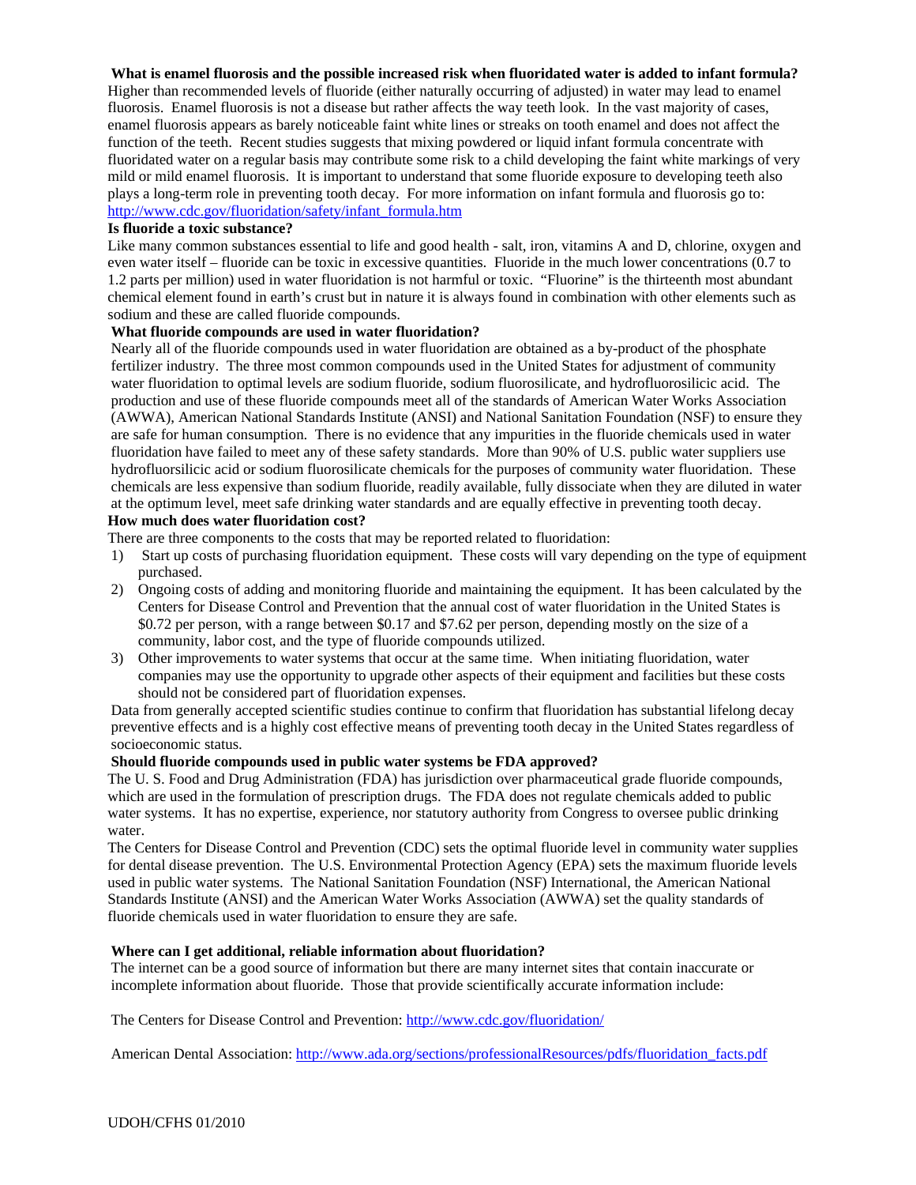**What is enamel fluorosis and the possible increased risk when fluoridated water is added to infant formula?**

Higher than recommended levels of fluoride (either naturally occurring of adjusted) in water may lead to enamel fluorosis. Enamel fluorosis is not a disease but rather affects the way teeth look. In the vast majority of cases, enamel fluorosis appears as barely noticeable faint white lines or streaks on tooth enamel and does not affect the function of the teeth. Recent studies suggests that mixing powdered or liquid infant formula concentrate with fluoridated water on a regular basis may contribute some risk to a child developing the faint white markings of very mild or mild enamel fluorosis. It is important to understand that some fluoride exposure to developing teeth also plays a long-term role in preventing tooth decay. For more information on infant formula and fluorosis go to: http://www.cdc.gov/fluoridation/safety/infant_formula.htm

**Is fluoride a toxic substance?**

Like many common substances essential to life and good health - salt, iron, vitamins A and D, chlorine, oxygen and even water itself – fluoride can be toxic in excessive quantities. Fluoride in the much lower concentrations (0.7 to 1.2 parts per million) used in water fluoridation is not harmful or toxic. "Fluorine" is the thirteenth most abundant chemical element found in earth's crust but in nature it is always found in combination with other elements such as sodium and these are called fluoride compounds.

**What fluoride compounds are used in water fluoridation?**

Nearly all of the fluoride compounds used in water fluoridation are obtained as a by-product of the phosphate fertilizer industry. The three most common compounds used in the United States for adjustment of community water fluoridation to optimal levels are sodium fluoride, sodium fluorosilicate, and hydrofluorosilicic acid. The production and use of these fluoride compounds meet all of the standards of American Water Works Association (AWWA), American National Standards Institute (ANSI) and National Sanitation Foundation (NSF) to ensure they are safe for human consumption. There is no evidence that any impurities in the fluoride chemicals used in water fluoridation have failed to meet any of these safety standards. More than 90% of U.S. public water suppliers use hydrofluorsilicic acid or sodium fluorosilicate chemicals for the purposes of community water fluoridation. These chemicals are less expensive than sodium fluoride, readily available, fully dissociate when they are diluted in water at the optimum level, meet safe drinking water standards and are equally effective in preventing tooth decay.

**How much does water fluoridation cost?**

There are three components to the costs that may be reported related to fluoridation:

1) Start up costs of purchasing fluoridation equipment. These costs will vary depending on the type of equipment purchased.
2) Ongoing costs of adding and monitoring fluoride and maintaining the equipment. It has been calculated by the Centers for Disease Control and Prevention that the annual cost of water fluoridation in the United States is $0.72 per person, with a range between $0.17 and $7.62 per person, depending mostly on the size of a community, labor cost, and the type of fluoride compounds utilized.
3) Other improvements to water systems that occur at the same time. When initiating fluoridation, water companies may use the opportunity to upgrade other aspects of their equipment and facilities but these costs should not be considered part of fluoridation expenses.

Data from generally accepted scientific studies continue to confirm that fluoridation has substantial lifelong decay preventive effects and is a highly cost effective means of preventing tooth decay in the United States regardless of socioeconomic status.

**Should fluoride compounds used in public water systems be FDA approved?**

The U. S. Food and Drug Administration (FDA) has jurisdiction over pharmaceutical grade fluoride compounds, which are used in the formulation of prescription drugs. The FDA does not regulate chemicals added to public water systems. It has no expertise, experience, nor statutory authority from Congress to oversee public drinking water.

The Centers for Disease Control and Prevention (CDC) sets the optimal fluoride level in community water supplies for dental disease prevention. The U.S. Environmental Protection Agency (EPA) sets the maximum fluoride levels used in public water systems. The National Sanitation Foundation (NSF) International, the American National Standards Institute (ANSI) and the American Water Works Association (AWWA) set the quality standards of fluoride chemicals used in water fluoridation to ensure they are safe.

**Where can I get additional, reliable information about fluoridation?**

The internet can be a good source of information but there are many internet sites that contain inaccurate or incomplete information about fluoride. Those that provide scientifically accurate information include:

The Centers for Disease Control and Prevention: http://www.cdc.gov/fluoridation/

American Dental Association: http://www.ada.org/sections/professionalResources/pdfs/fluoridation_facts.pdf

UDOH/CFHS 01/2010